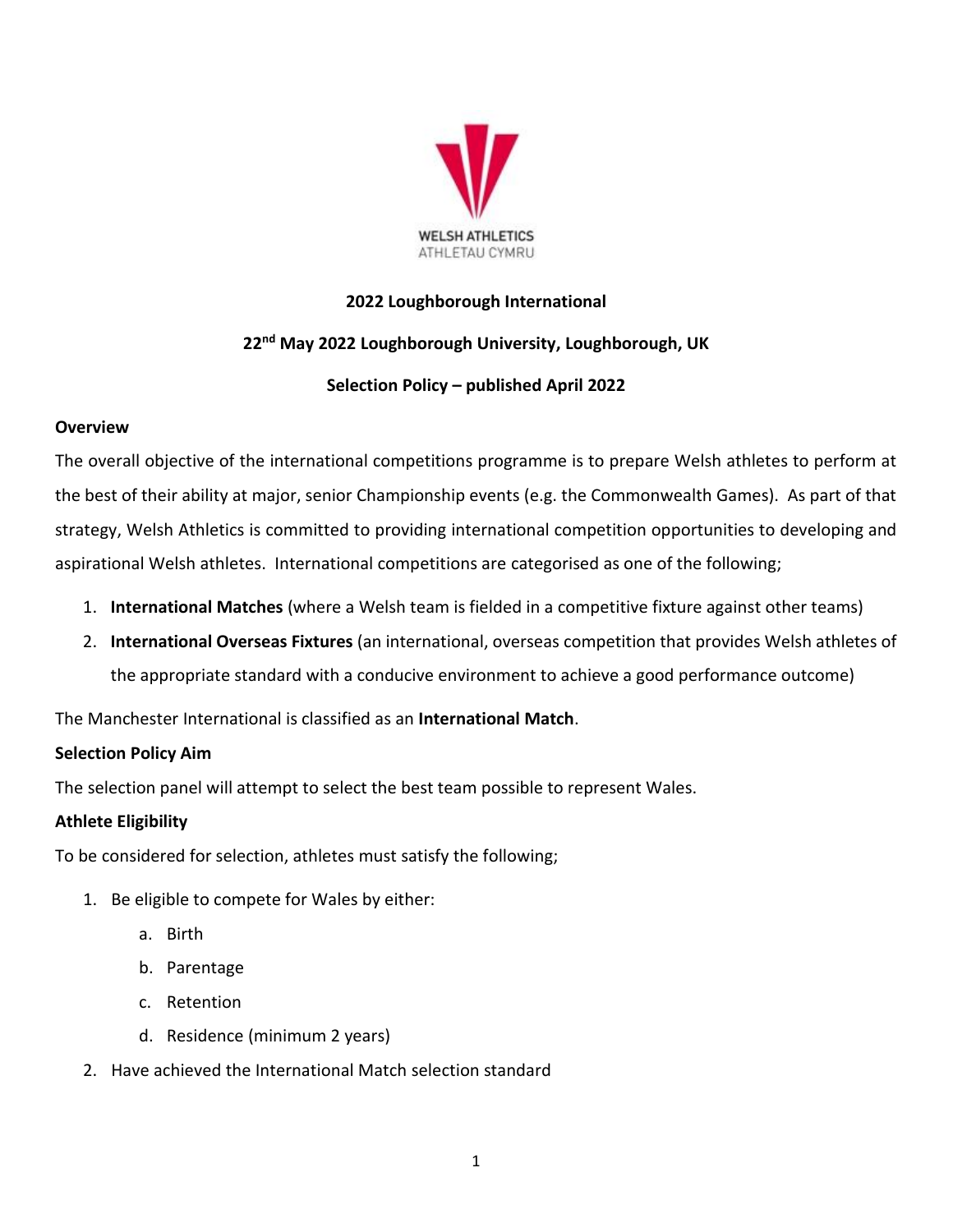WELSH ATHLETICS
ATHLETAU CYMRU

**2022 Loughborough International**

**22nd May 2022 Loughborough University, Loughborough, UK**

**Selection Policy – published April 2022**

**Overview**

The overall objective of the international competitions programme is to prepare Welsh athletes to perform at the best of their ability at major, senior Championship events (e.g. the Commonwealth Games). As part of that strategy, Welsh Athletics is committed to providing international competition opportunities to developing and aspirational Welsh athletes. International competitions are categorised as one of the following;

1. **International Matches** (where a Welsh team is fielded in a competitive fixture against other teams)
2. **International Overseas Fixtures** (an international, overseas competition that provides Welsh athletes of the appropriate standard with a conducive environment to achieve a good performance outcome)

The Manchester International is classified as an **International Match**.

**Selection Policy Aim**

The selection panel will attempt to select the best team possible to represent Wales.

**Athlete Eligibility**

To be considered for selection, athletes must satisfy the following;

1. Be eligible to compete for Wales by either:
   a. Birth
   b. Parentage
   c. Retention
   d. Residence (minimum 2 years)
2. Have achieved the International Match selection standard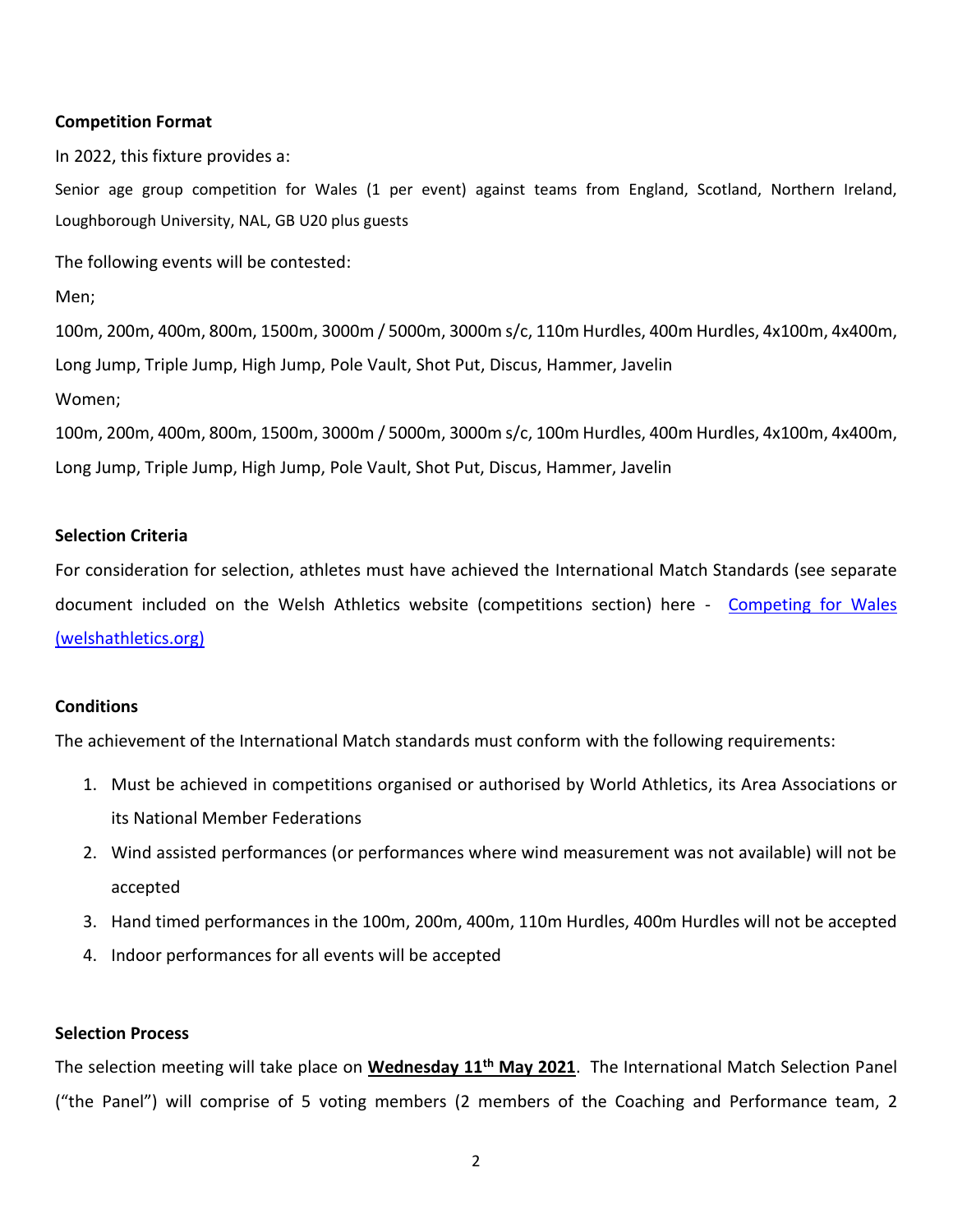**Competition Format**

In 2022, this fixture provides a:

Senior age group competition for Wales (1 per event) against teams from England, Scotland, Northern Ireland, Loughborough University, NAL, GB U20 plus guests

The following events will be contested:

Men;

100m, 200m, 400m, 800m, 1500m, 3000m / 5000m, 3000m s/c, 110m Hurdles, 400m Hurdles, 4x100m, 4x400m, Long Jump, Triple Jump, High Jump, Pole Vault, Shot Put, Discus, Hammer, Javelin

Women;

100m, 200m, 400m, 800m, 1500m, 3000m / 5000m, 3000m s/c, 100m Hurdles, 400m Hurdles, 4x100m, 4x400m, Long Jump, Triple Jump, High Jump, Pole Vault, Shot Put, Discus, Hammer, Javelin

**Selection Criteria**

For consideration for selection, athletes must have achieved the International Match Standards (see separate document included on the Welsh Athletics website (competitions section) here - [Competing for Wales (welshathletics.org)](welshathletics.org)

**Conditions**

The achievement of the International Match standards must conform with the following requirements:

1. Must be achieved in competitions organised or authorised by World Athletics, its Area Associations or its National Member Federations
2. Wind assisted performances (or performances where wind measurement was not available) will not be accepted
3. Hand timed performances in the 100m, 200m, 400m, 110m Hurdles, 400m Hurdles will not be accepted
4. Indoor performances for all events will be accepted

**Selection Process**

The selection meeting will take place on **<u>Wednesday 11th May 2021</u>**. The International Match Selection Panel ("the Panel") will comprise of 5 voting members (2 members of the Coaching and Performance team, 2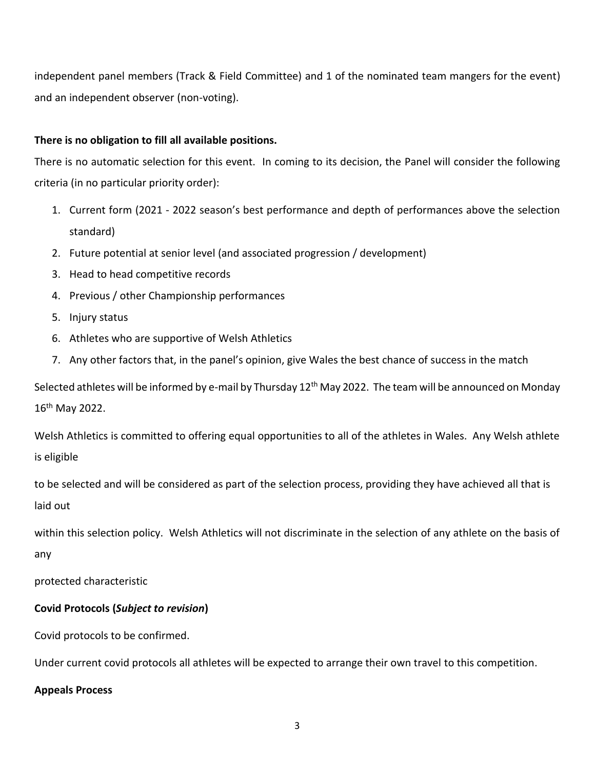independent panel members (Track & Field Committee) and 1 of the nominated team mangers for the event) and an independent observer (non-voting).

**There is no obligation to fill all available positions.**

There is no automatic selection for this event. In coming to its decision, the Panel will consider the following criteria (in no particular priority order):

1. Current form (2021 - 2022 season's best performance and depth of performances above the selection standard)
2. Future potential at senior level (and associated progression / development)
3. Head to head competitive records
4. Previous / other Championship performances
5. Injury status
6. Athletes who are supportive of Welsh Athletics
7. Any other factors that, in the panel's opinion, give Wales the best chance of success in the match

Selected athletes will be informed by e-mail by Thursday 12th May 2022. The team will be announced on Monday 16th May 2022.

Welsh Athletics is committed to offering equal opportunities to all of the athletes in Wales. Any Welsh athlete is eligible

to be selected and will be considered as part of the selection process, providing they have achieved all that is laid out

within this selection policy. Welsh Athletics will not discriminate in the selection of any athlete on the basis of any

protected characteristic

**Covid Protocols (*Subject to revision*)**

Covid protocols to be confirmed.

Under current covid protocols all athletes will be expected to arrange their own travel to this competition.

**Appeals Process**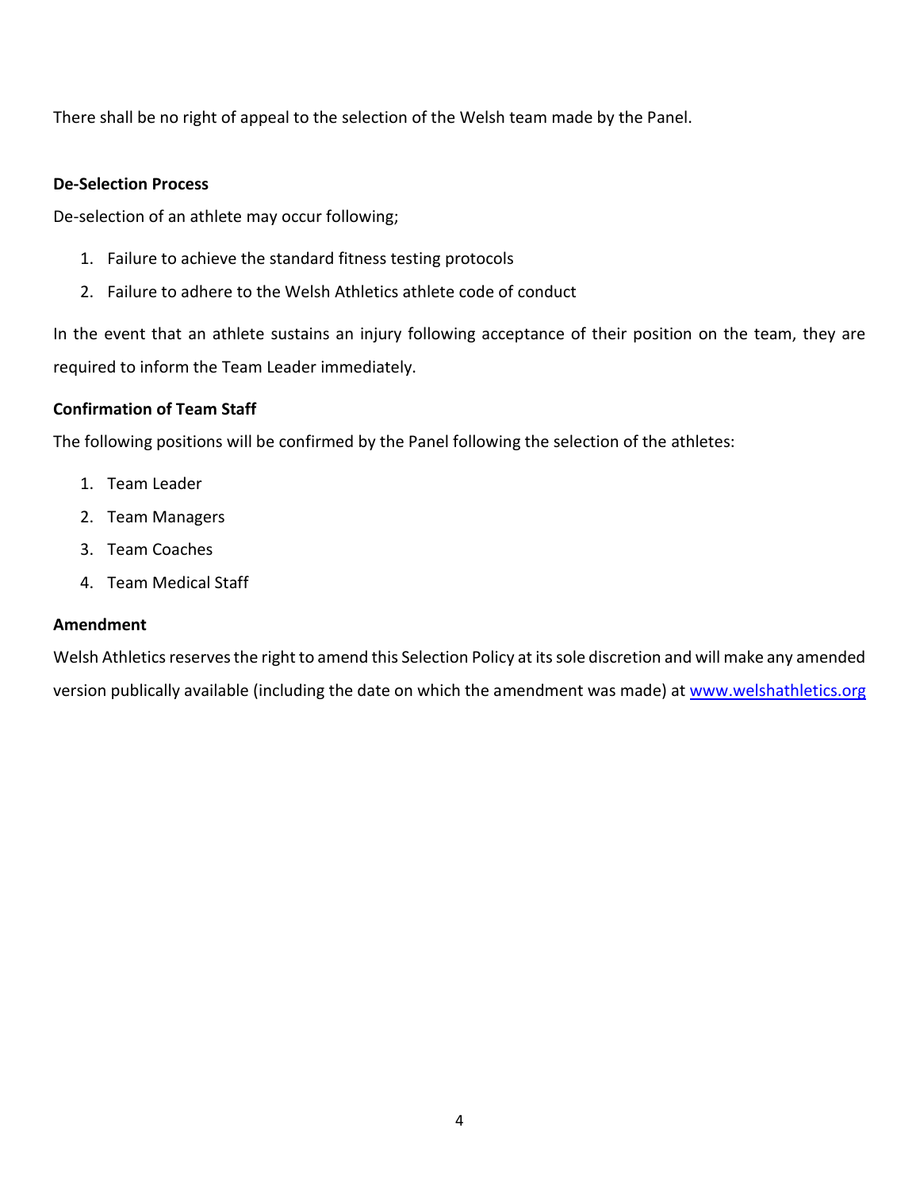There shall be no right of appeal to the selection of the Welsh team made by the Panel.

**De-Selection Process**

De-selection of an athlete may occur following;

1. Failure to achieve the standard fitness testing protocols
2. Failure to adhere to the Welsh Athletics athlete code of conduct

In the event that an athlete sustains an injury following acceptance of their position on the team, they are required to inform the Team Leader immediately.

**Confirmation of Team Staff**

The following positions will be confirmed by the Panel following the selection of the athletes:

1. Team Leader
2. Team Managers
3. Team Coaches
4. Team Medical Staff

**Amendment**

Welsh Athletics reserves the right to amend this Selection Policy at its sole discretion and will make any amended version publically available (including the date on which the amendment was made) at [www.welshathletics.org](http://www.welshathletics.org)